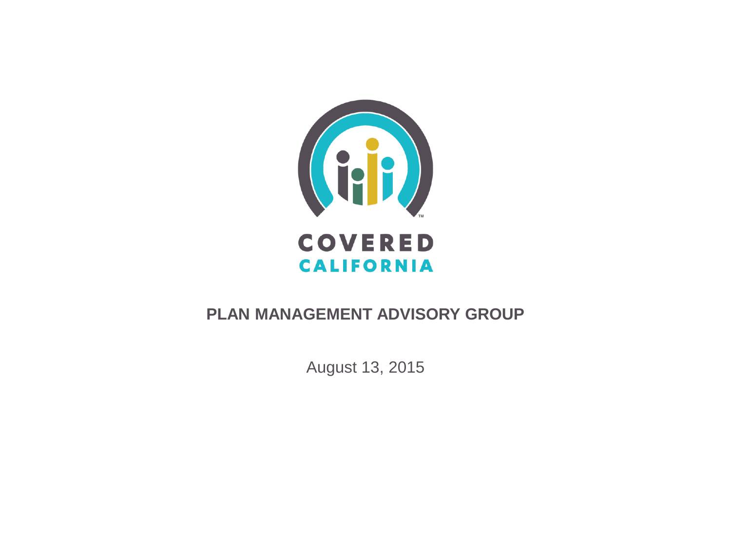COVERED CALIFORNIA

# PLAN MANAGEMENT ADVISORY GROUP

August 13, 2015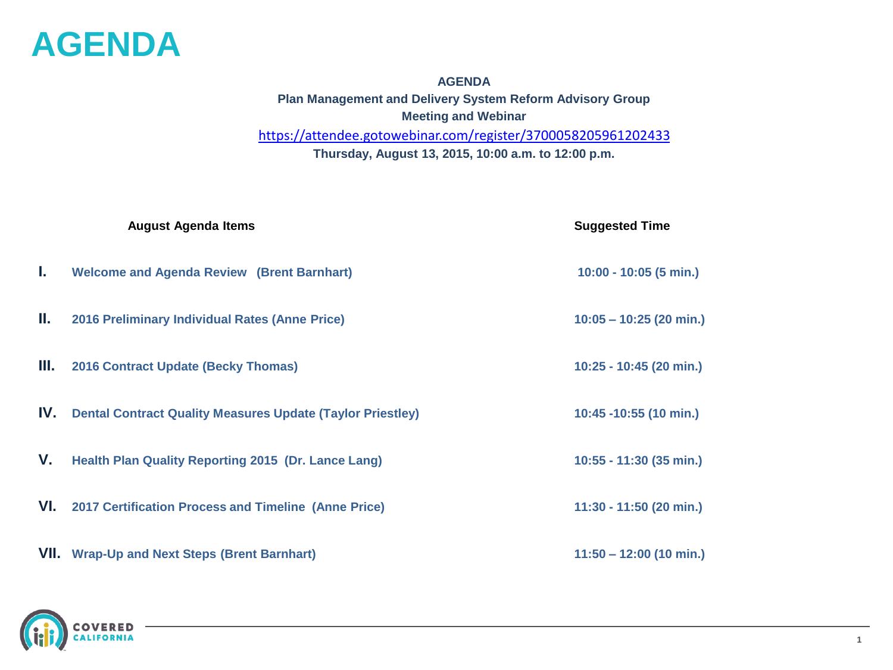# AGENDA

**AGENDA**

**Plan Management and Delivery System Reform Advisory Group**

**Meeting and Webinar**

https://attendee.gotowebinar.com/register/3700058205961202433

**Thursday, August 13, 2015, 10:00 a.m. to 12:00 p.m.**

| | August Agenda Items | Suggested Time |
|---|---|---|
| **I.** | **Welcome and Agenda Review (Brent Barnhart)** | **10:00 - 10:05 (5 min.)** |
| **II.** | **2016 Preliminary Individual Rates (Anne Price)** | **10:05 – 10:25 (20 min.)** |
| **III.** | **2016 Contract Update (Becky Thomas)** | **10:25 - 10:45 (20 min.)** |
| **IV.** | **Dental Contract Quality Measures Update (Taylor Priestley)** | **10:45 -10:55 (10 min.)** |
| **V.** | **Health Plan Quality Reporting 2015 (Dr. Lance Lang)** | **10:55 - 11:30 (35 min.)** |
| **VI.** | **2017 Certification Process and Timeline (Anne Price)** | **11:30 - 11:50 (20 min.)** |
| **VII.** | **Wrap-Up and Next Steps (Brent Barnhart)** | **11:50 – 12:00 (10 min.)** |

COVERED CALIFORNIA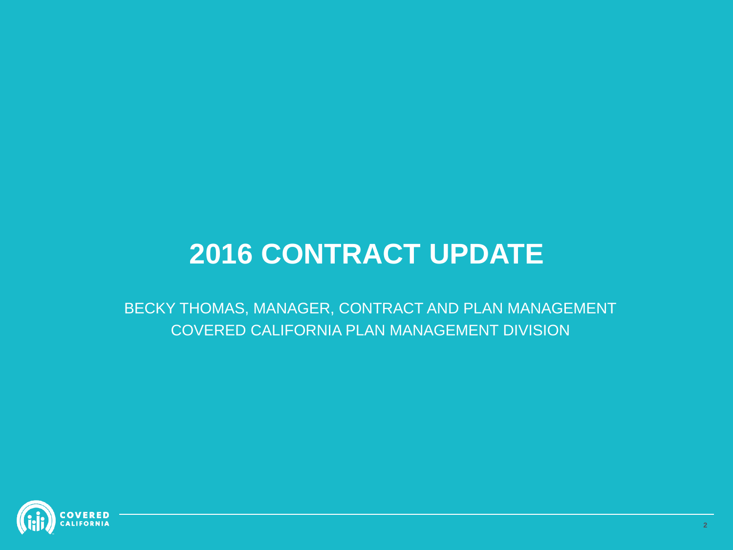# 2016 CONTRACT UPDATE

BECKY THOMAS, MANAGER, CONTRACT AND PLAN MANAGEMENT
COVERED CALIFORNIA PLAN MANAGEMENT DIVISION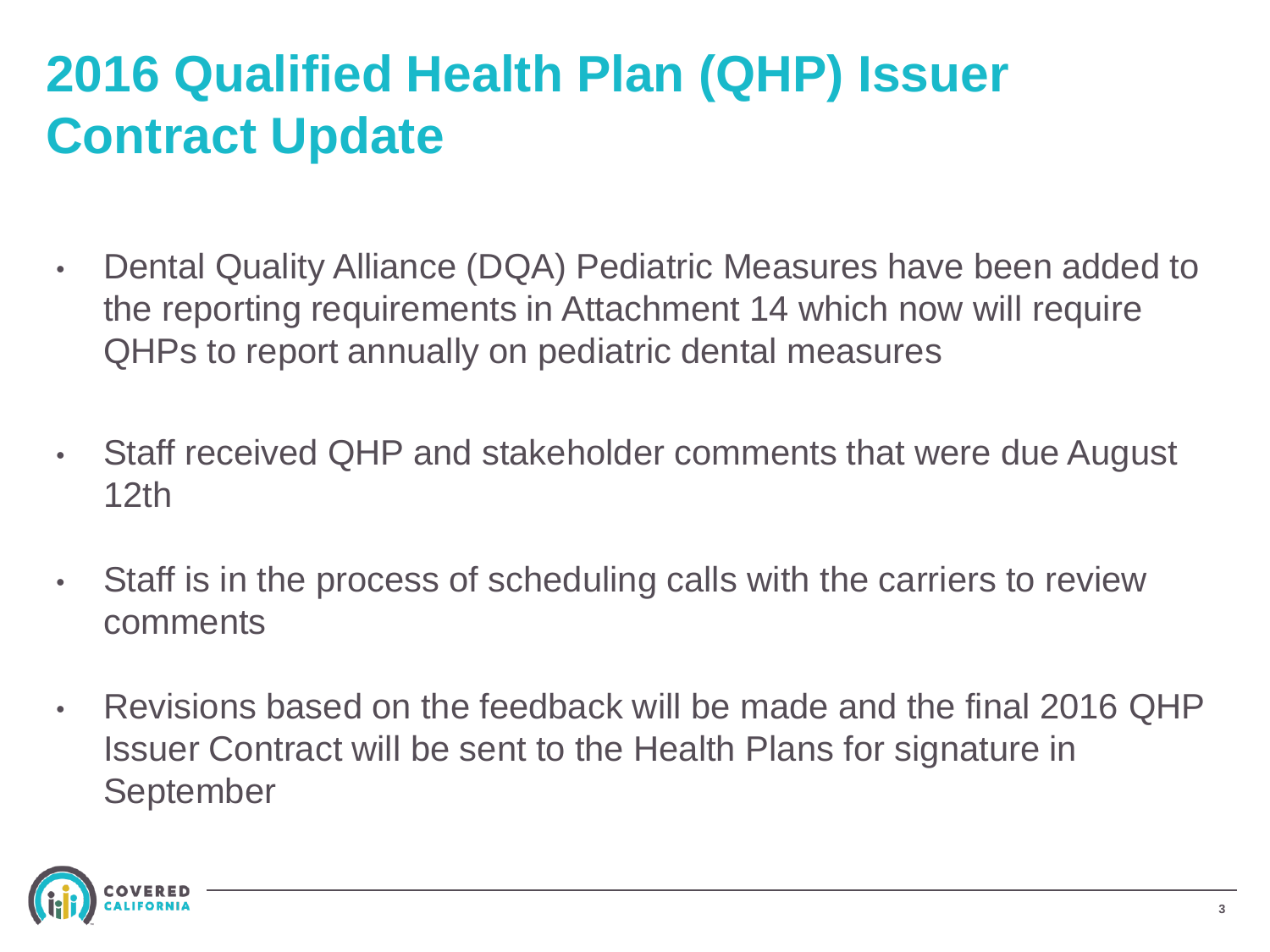# 2016 Qualified Health Plan (QHP) Issuer Contract Update

- Dental Quality Alliance (DQA) Pediatric Measures have been added to the reporting requirements in Attachment 14 which now will require QHPs to report annually on pediatric dental measures
- Staff received QHP and stakeholder comments that were due August 12th
- Staff is in the process of scheduling calls with the carriers to review comments
- Revisions based on the feedback will be made and the final 2016 QHP Issuer Contract will be sent to the Health Plans for signature in September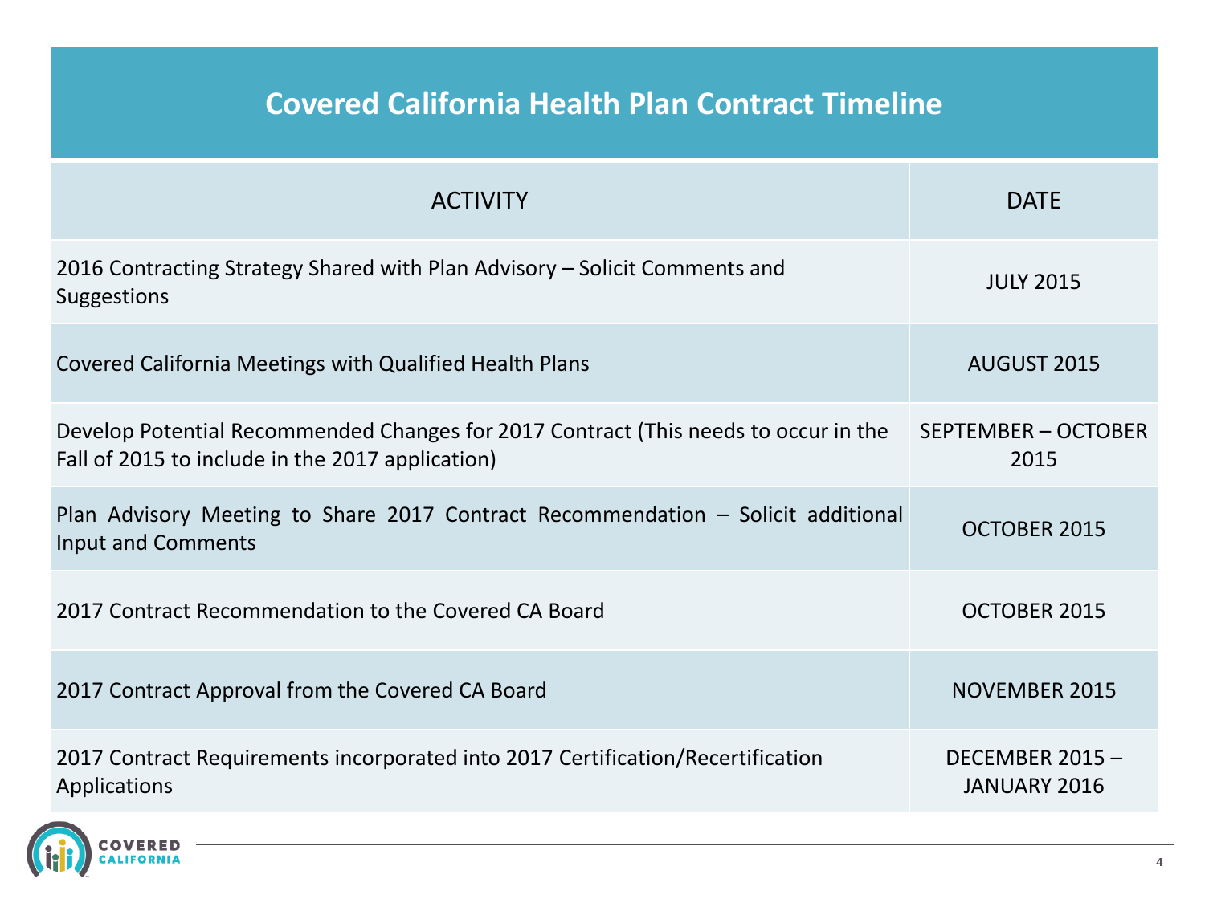# Covered California Health Plan Contract Timeline

| ACTIVITY | DATE |
| --- | --- |
| 2016 Contracting Strategy Shared with Plan Advisory – Solicit Comments and Suggestions | JULY 2015 |
| Covered California Meetings with Qualified Health Plans | AUGUST 2015 |
| Develop Potential Recommended Changes for 2017 Contract (This needs to occur in the Fall of 2015 to include in the 2017 application) | SEPTEMBER – OCTOBER 2015 |
| Plan Advisory Meeting to Share 2017 Contract Recommendation – Solicit additional Input and Comments | OCTOBER 2015 |
| 2017 Contract Recommendation to the Covered CA Board | OCTOBER 2015 |
| 2017 Contract Approval from the Covered CA Board | NOVEMBER 2015 |
| 2017 Contract Requirements incorporated into 2017 Certification/Recertification Applications | DECEMBER 2015 – JANUARY 2016 |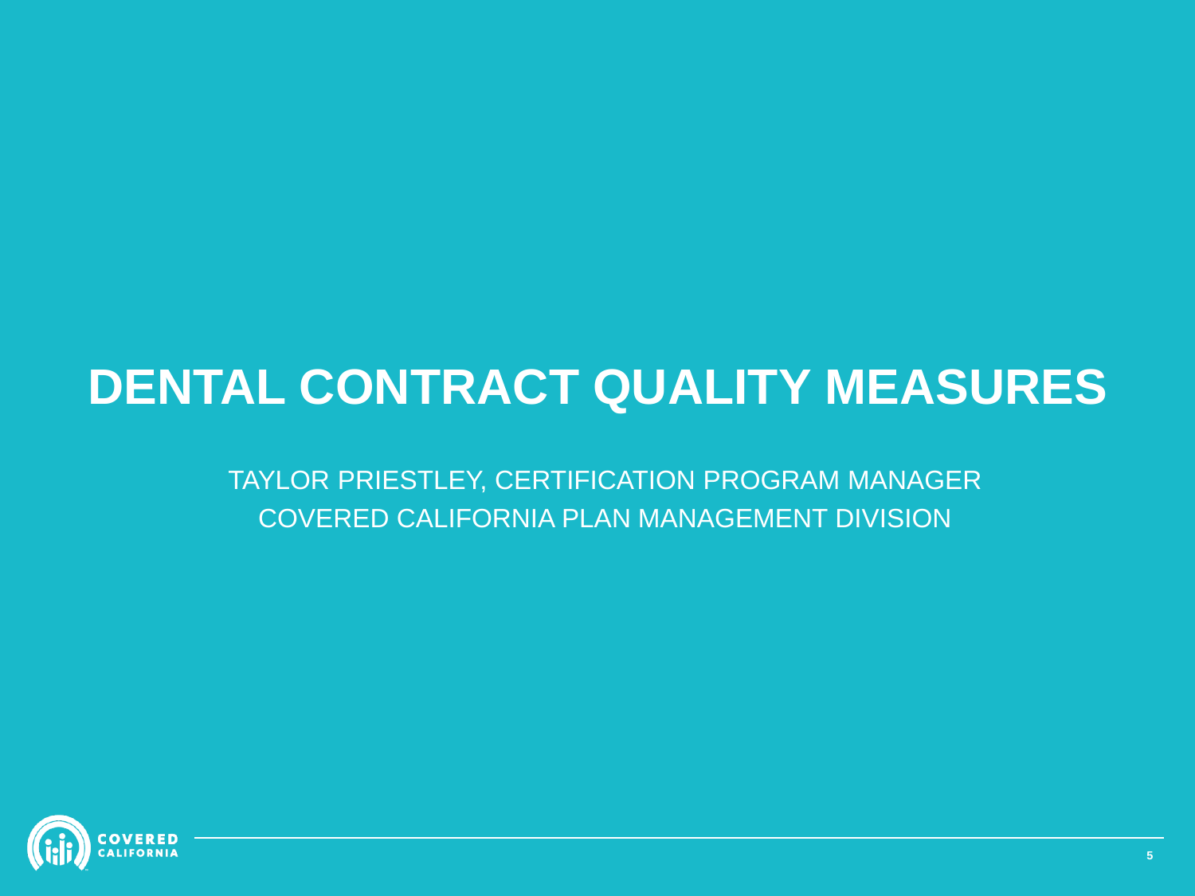# DENTAL CONTRACT QUALITY MEASURES

TAYLOR PRIESTLEY, CERTIFICATION PROGRAM MANAGER
COVERED CALIFORNIA PLAN MANAGEMENT DIVISION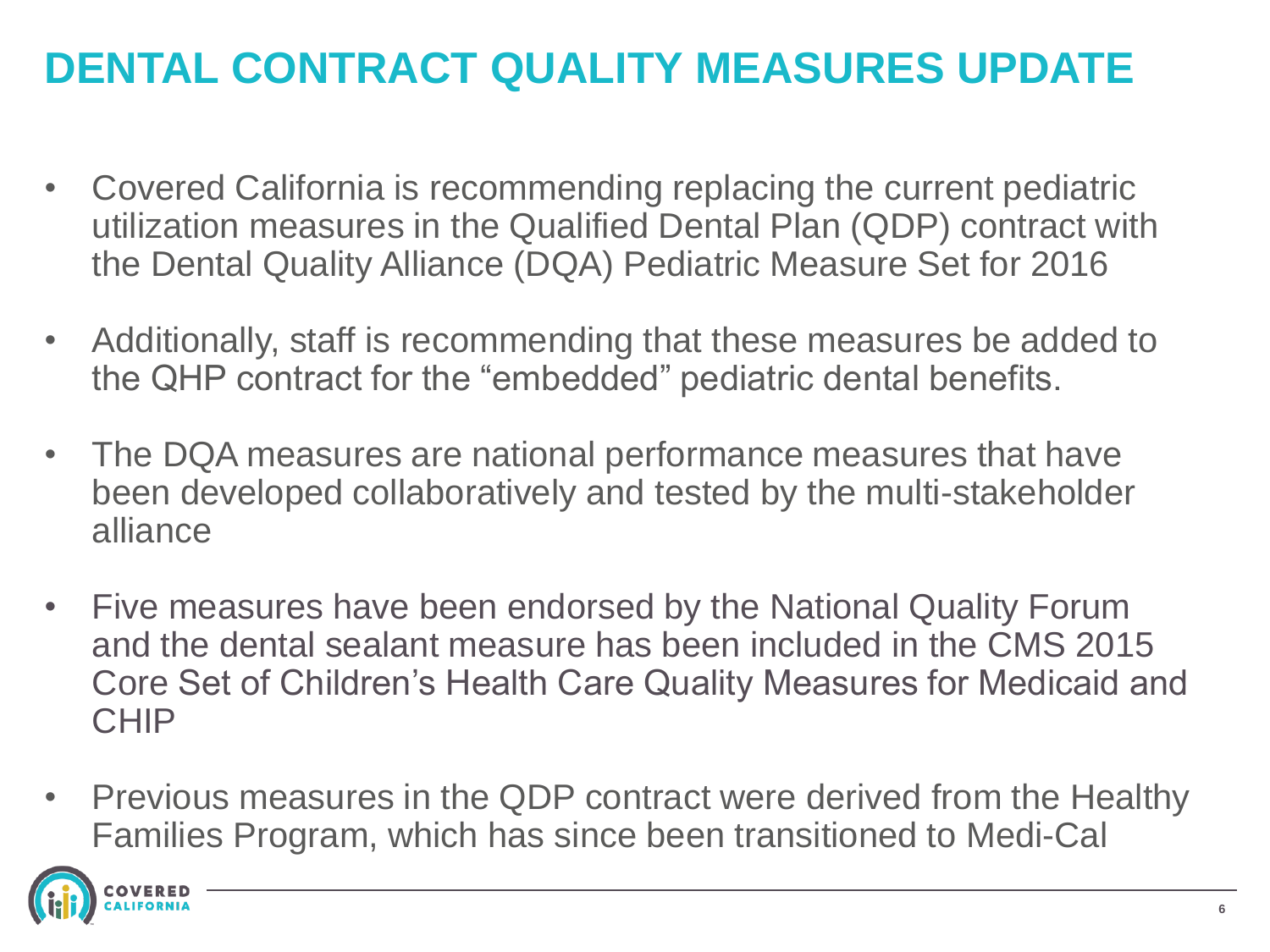# DENTAL CONTRACT QUALITY MEASURES UPDATE

- Covered California is recommending replacing the current pediatric utilization measures in the Qualified Dental Plan (QDP) contract with the Dental Quality Alliance (DQA) Pediatric Measure Set for 2016
- Additionally, staff is recommending that these measures be added to the QHP contract for the "embedded" pediatric dental benefits.
- The DQA measures are national performance measures that have been developed collaboratively and tested by the multi-stakeholder alliance
- Five measures have been endorsed by the National Quality Forum and the dental sealant measure has been included in the CMS 2015 Core Set of Children's Health Care Quality Measures for Medicaid and CHIP
- Previous measures in the QDP contract were derived from the Healthy Families Program, which has since been transitioned to Medi-Cal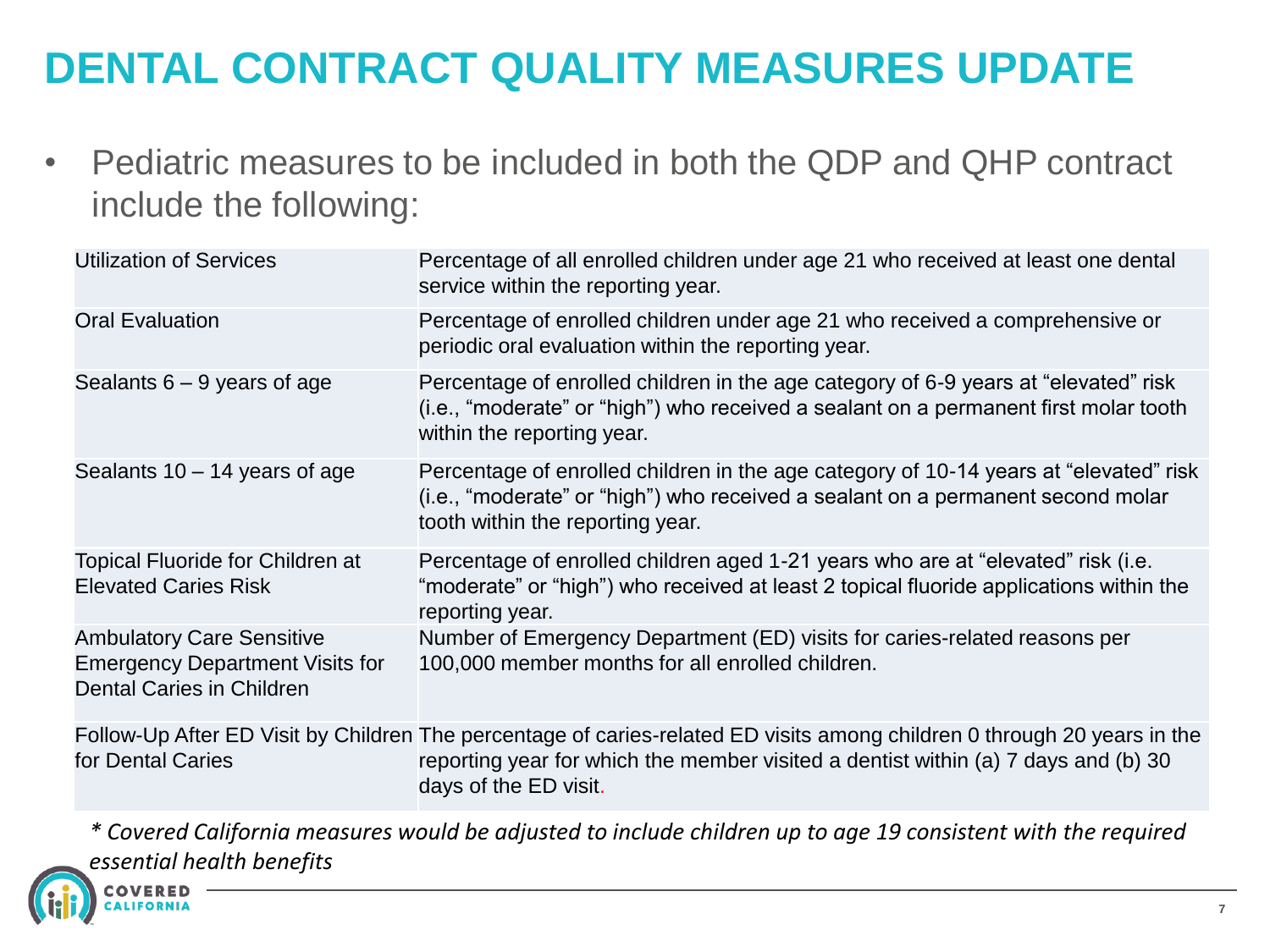# DENTAL CONTRACT QUALITY MEASURES UPDATE

- Pediatric measures to be included in both the QDP and QHP contract include the following:

| | |
|---|---|
| Utilization of Services | Percentage of all enrolled children under age 21 who received at least one dental service within the reporting year. |
| Oral Evaluation | Percentage of enrolled children under age 21 who received a comprehensive or periodic oral evaluation within the reporting year. |
| Sealants 6 – 9 years of age | Percentage of enrolled children in the age category of 6-9 years at "elevated" risk (i.e., "moderate" or "high") who received a sealant on a permanent first molar tooth within the reporting year. |
| Sealants 10 – 14 years of age | Percentage of enrolled children in the age category of 10-14 years at "elevated" risk (i.e., "moderate" or "high") who received a sealant on a permanent second molar tooth within the reporting year. |
| Topical Fluoride for Children at Elevated Caries Risk | Percentage of enrolled children aged 1-21 years who are at "elevated" risk (i.e. "moderate" or "high") who received at least 2 topical fluoride applications within the reporting year. |
| Ambulatory Care Sensitive Emergency Department Visits for Dental Caries in Children | Number of Emergency Department (ED) visits for caries-related reasons per 100,000 member months for all enrolled children. |
| Follow-Up After ED Visit by Children for Dental Caries | The percentage of caries-related ED visits among children 0 through 20 years in the reporting year for which the member visited a dentist within (a) 7 days and (b) 30 days of the ED visit. |

*\* Covered California measures would be adjusted to include children up to age 19 consistent with the required essential health benefits*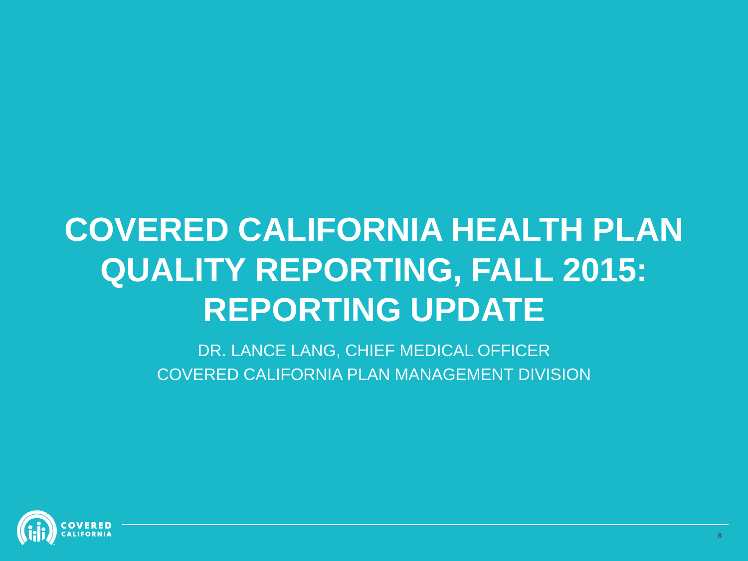# COVERED CALIFORNIA HEALTH PLAN QUALITY REPORTING, FALL 2015: REPORTING UPDATE

DR. LANCE LANG, CHIEF MEDICAL OFFICER

COVERED CALIFORNIA PLAN MANAGEMENT DIVISION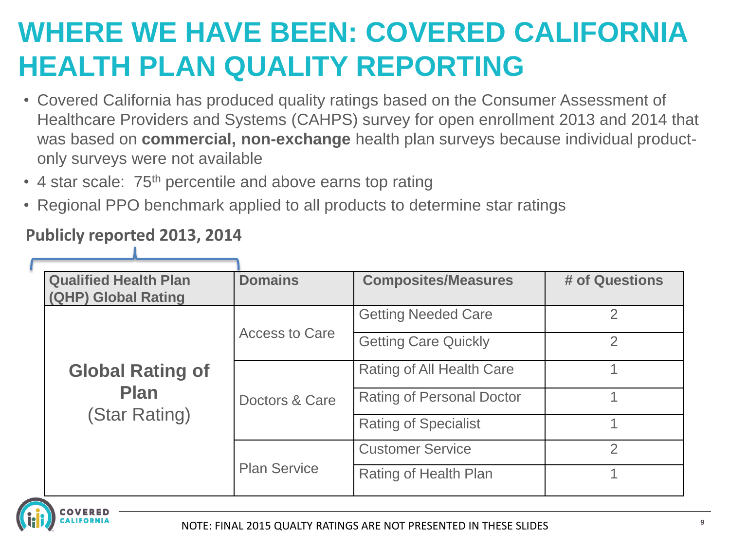# WHERE WE HAVE BEEN: COVERED CALIFORNIA HEALTH PLAN QUALITY REPORTING

- Covered California has produced quality ratings based on the Consumer Assessment of Healthcare Providers and Systems (CAHPS) survey for open enrollment 2013 and 2014 that was based on **commercial, non-exchange** health plan surveys because individual product-only surveys were not available
- 4 star scale: 75th percentile and above earns top rating
- Regional PPO benchmark applied to all products to determine star ratings

**Publicly reported 2013, 2014**

| Qualified Health Plan (QHP) Global Rating | Domains | Composites/Measures | # of Questions |
|---|---|---|---|
| **Global Rating of Plan** (Star Rating) | Access to Care | Getting Needed Care | 2 |
| | | Getting Care Quickly | 2 |
| | Doctors & Care | Rating of All Health Care | 1 |
| | | Rating of Personal Doctor | 1 |
| | | Rating of Specialist | 1 |
| | Plan Service | Customer Service | 2 |
| | | Rating of Health Plan | 1 |

NOTE: FINAL 2015 QUALTY RATINGS ARE NOT PRESENTED IN THESE SLIDES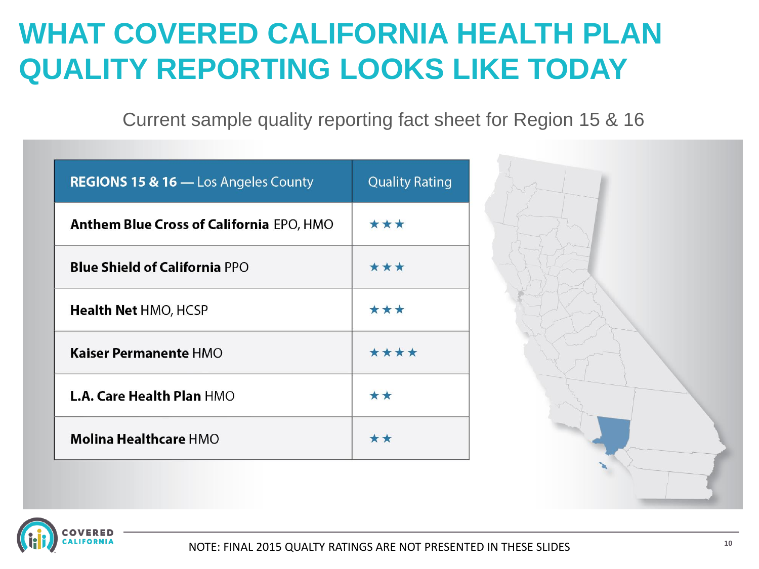# WHAT COVERED CALIFORNIA HEALTH PLAN QUALITY REPORTING LOOKS LIKE TODAY

Current sample quality reporting fact sheet for Region 15 & 16

| **REGIONS 15 & 16** — Los Angeles County | Quality Rating |
|---|---|
| **Anthem Blue Cross of California** EPO, HMO | ★★★ |
| **Blue Shield of California** PPO | ★★★ |
| **Health Net** HMO, HCSP | ★★★ |
| **Kaiser Permanente** HMO | ★★★★ |
| **L.A. Care Health Plan** HMO | ★★ |
| **Molina Healthcare** HMO | ★★ |

NOTE: FINAL 2015 QUALTY RATINGS ARE NOT PRESENTED IN THESE SLIDES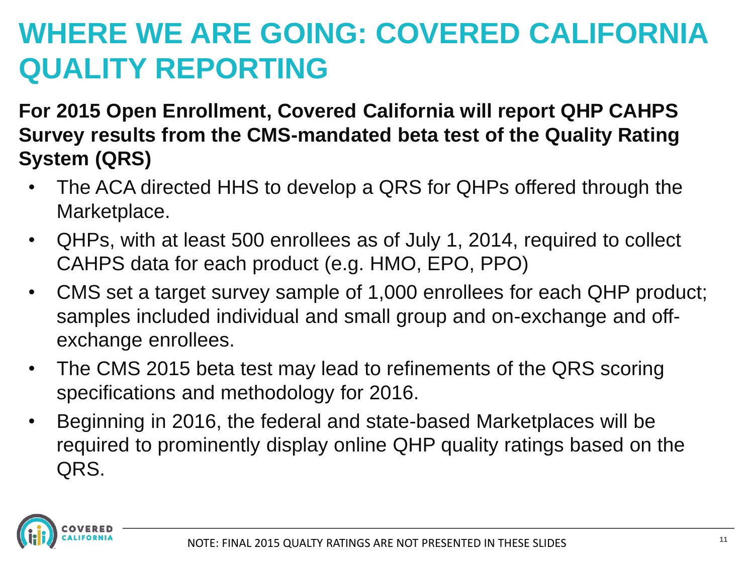# WHERE WE ARE GOING: COVERED CALIFORNIA QUALITY REPORTING

**For 2015 Open Enrollment, Covered California will report QHP CAHPS Survey results from the CMS-mandated beta test of the Quality Rating System (QRS)**

- The ACA directed HHS to develop a QRS for QHPs offered through the Marketplace.
- QHPs, with at least 500 enrollees as of July 1, 2014, required to collect CAHPS data for each product (e.g. HMO, EPO, PPO)
- CMS set a target survey sample of 1,000 enrollees for each QHP product; samples included individual and small group and on-exchange and off-exchange enrollees.
- The CMS 2015 beta test may lead to refinements of the QRS scoring specifications and methodology for 2016.
- Beginning in 2016, the federal and state-based Marketplaces will be required to prominently display online QHP quality ratings based on the QRS.

NOTE: FINAL 2015 QUALTY RATINGS ARE NOT PRESENTED IN THESE SLIDES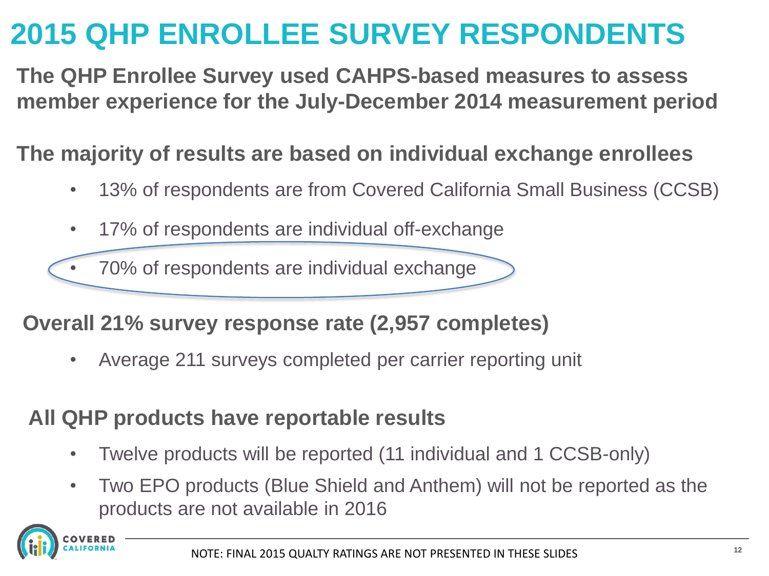# 2015 QHP ENROLLEE SURVEY RESPONDENTS

**The QHP Enrollee Survey used CAHPS-based measures to assess member experience for the July-December 2014 measurement period**

**The majority of results are based on individual exchange enrollees**

- 13% of respondents are from Covered California Small Business (CCSB)
- 17% of respondents are individual off-exchange
- 70% of respondents are individual exchange

**Overall 21% survey response rate (2,957 completes)**

- Average 211 surveys completed per carrier reporting unit

**All QHP products have reportable results**

- Twelve products will be reported (11 individual and 1 CCSB-only)
- Two EPO products (Blue Shield and Anthem) will not be reported as the products are not available in 2016

NOTE: FINAL 2015 QUALTY RATINGS ARE NOT PRESENTED IN THESE SLIDES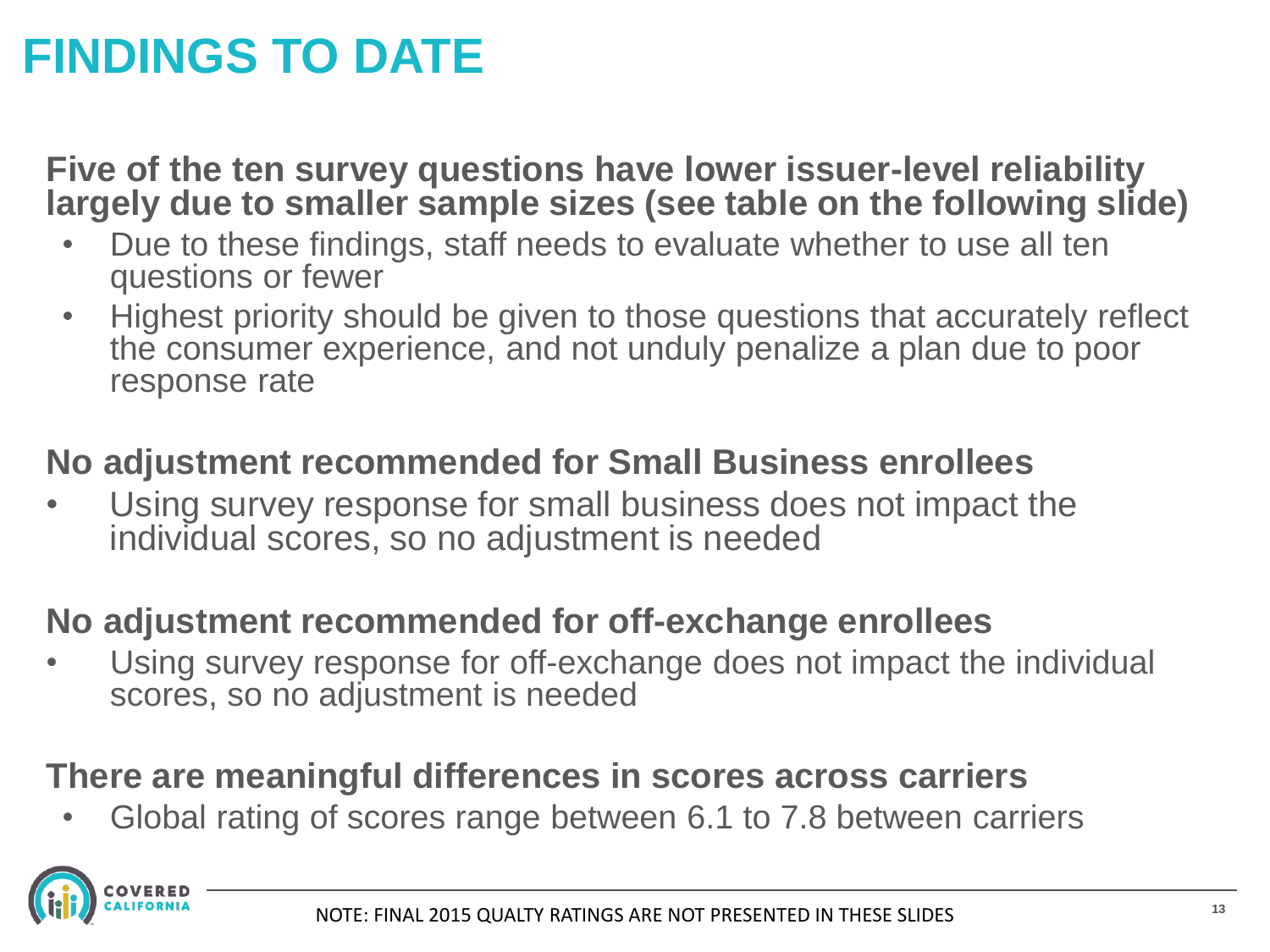# FINDINGS TO DATE

**Five of the ten survey questions have lower issuer-level reliability largely due to smaller sample sizes (see table on the following slide)**

- Due to these findings, staff needs to evaluate whether to use all ten questions or fewer
- Highest priority should be given to those questions that accurately reflect the consumer experience, and not unduly penalize a plan due to poor response rate

**No adjustment recommended for Small Business enrollees**

- Using survey response for small business does not impact the individual scores, so no adjustment is needed

**No adjustment recommended for off-exchange enrollees**

- Using survey response for off-exchange does not impact the individual scores, so no adjustment is needed

**There are meaningful differences in scores across carriers**

- Global rating of scores range between 6.1 to 7.8 between carriers

NOTE: FINAL 2015 QUALTY RATINGS ARE NOT PRESENTED IN THESE SLIDES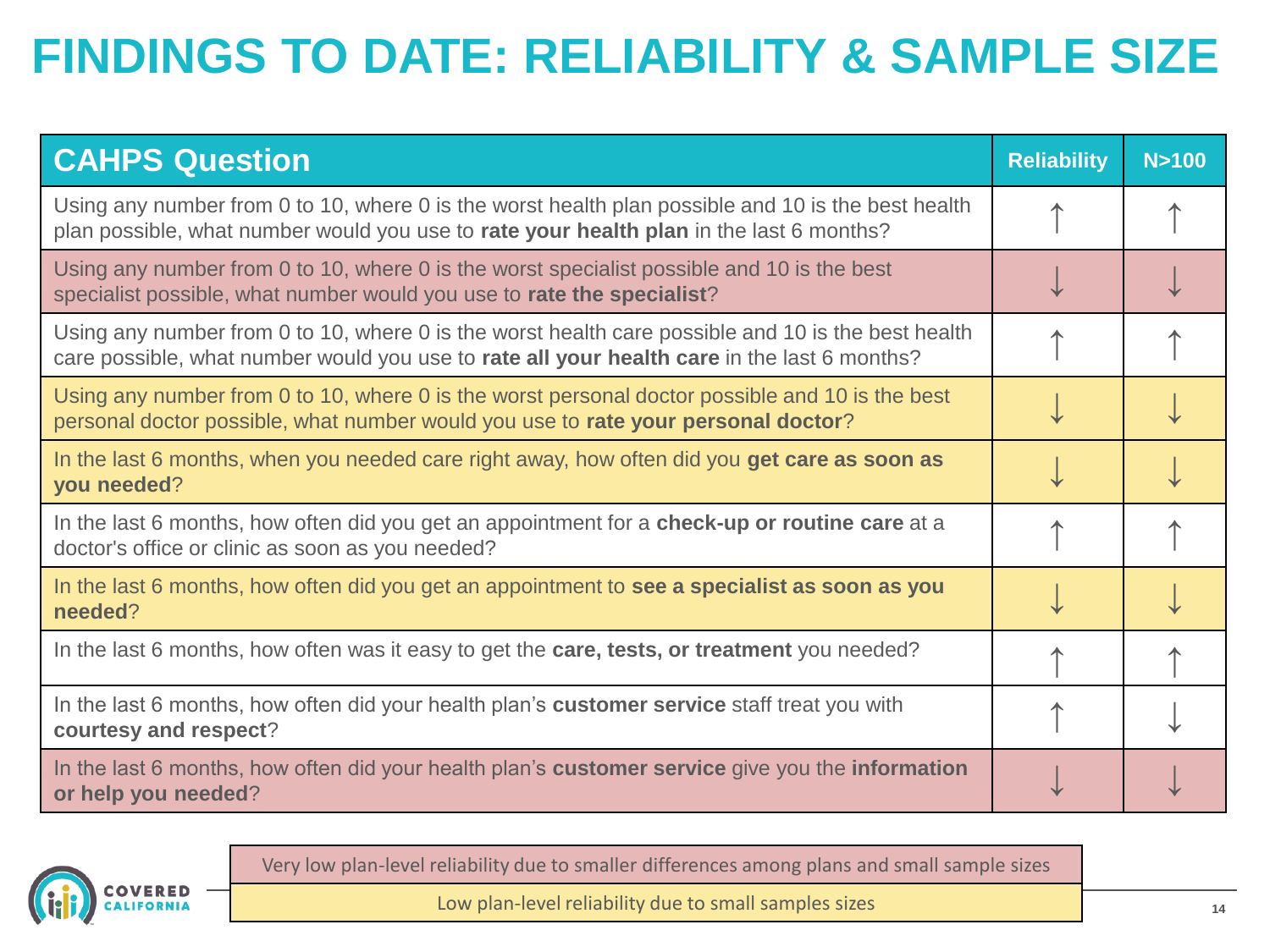# FINDINGS TO DATE: RELIABILITY & SAMPLE SIZE

| CAHPS Question | Reliability | N>100 |
| --- | --- | --- |
| Using any number from 0 to 10, where 0 is the worst health plan possible and 10 is the best health plan possible, what number would you use to **rate your health plan** in the last 6 months? | ↑ | ↑ |
| Using any number from 0 to 10, where 0 is the worst specialist possible and 10 is the best specialist possible, what number would you use to **rate the specialist**? | ↓ | ↓ |
| Using any number from 0 to 10, where 0 is the worst health care possible and 10 is the best health care possible, what number would you use to **rate all your health care** in the last 6 months? | ↑ | ↑ |
| Using any number from 0 to 10, where 0 is the worst personal doctor possible and 10 is the best personal doctor possible, what number would you use to **rate your personal doctor**? | ↓ | ↓ |
| In the last 6 months, when you needed care right away, how often did you **get care as soon as you needed**? | ↓ | ↓ |
| In the last 6 months, how often did you get an appointment for a **check-up or routine care** at a doctor's office or clinic as soon as you needed? | ↑ | ↑ |
| In the last 6 months, how often did you get an appointment to **see a specialist as soon as you needed**? | ↓ | ↓ |
| In the last 6 months, how often was it easy to get the **care, tests, or treatment** you needed? | ↑ | ↑ |
| In the last 6 months, how often did your health plan's **customer service** staff treat you with **courtesy and respect**? | ↑ | ↓ |
| In the last 6 months, how often did your health plan's **customer service** give you the **information or help you needed**? | ↓ | ↓ |

Very low plan-level reliability due to smaller differences among plans and small sample sizes

Low plan-level reliability due to small samples sizes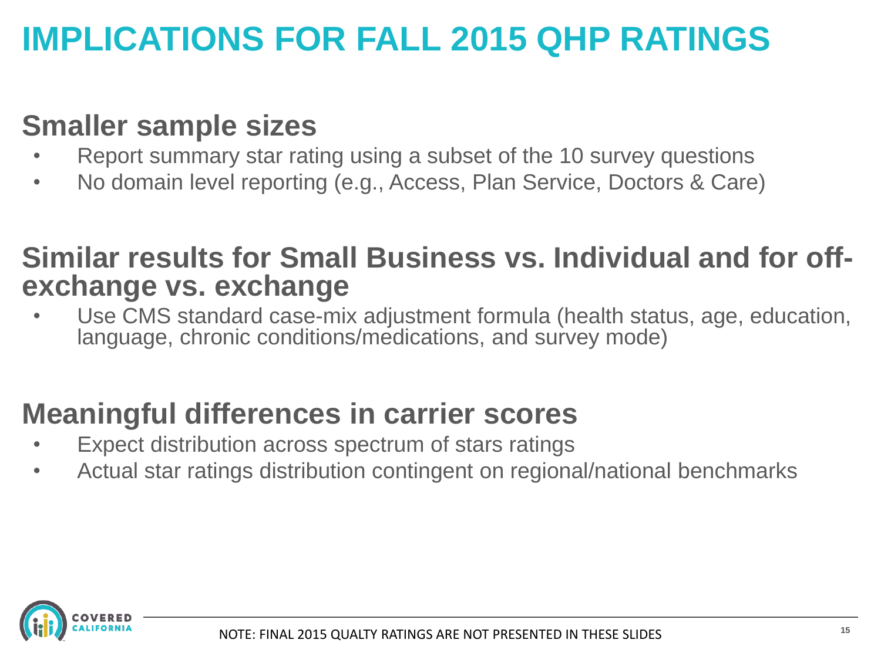# IMPLICATIONS FOR FALL 2015 QHP RATINGS

## Smaller sample sizes

- Report summary star rating using a subset of the 10 survey questions
- No domain level reporting (e.g., Access, Plan Service, Doctors & Care)

## Similar results for Small Business vs. Individual and for off-exchange vs. exchange

- Use CMS standard case-mix adjustment formula (health status, age, education, language, chronic conditions/medications, and survey mode)

## Meaningful differences in carrier scores

- Expect distribution across spectrum of stars ratings
- Actual star ratings distribution contingent on regional/national benchmarks

NOTE: FINAL 2015 QUALTY RATINGS ARE NOT PRESENTED IN THESE SLIDES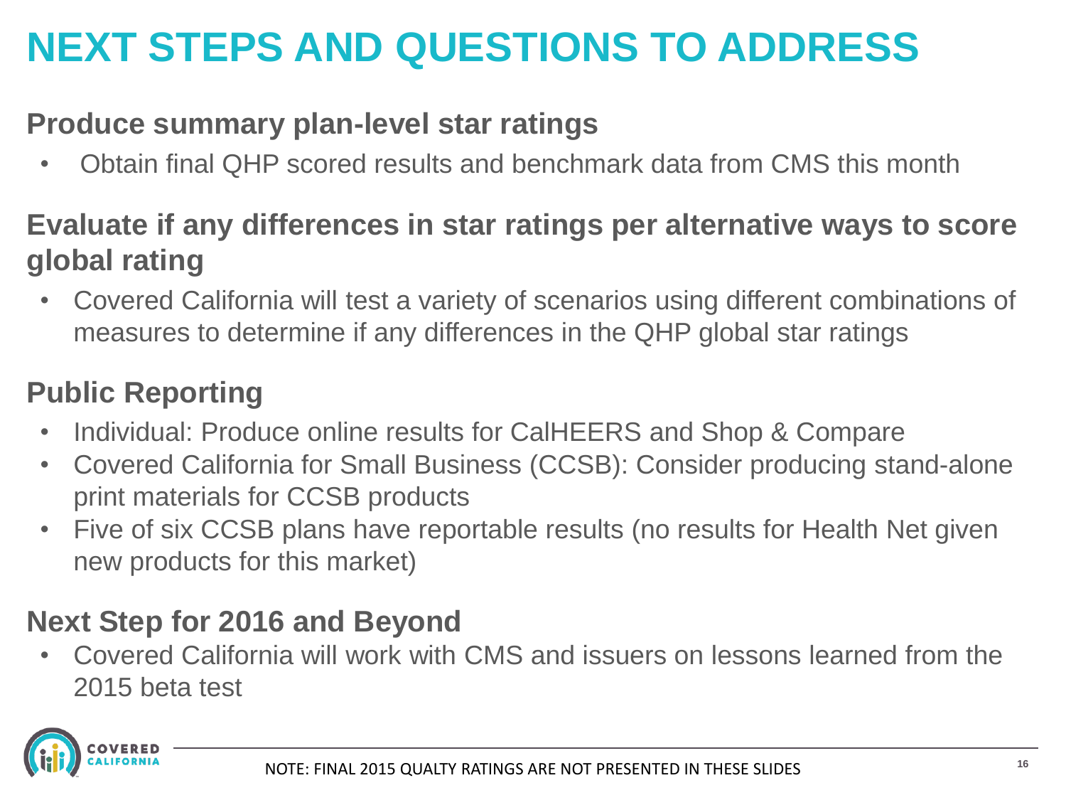# NEXT STEPS AND QUESTIONS TO ADDRESS

## Produce summary plan-level star ratings

- Obtain final QHP scored results and benchmark data from CMS this month

## Evaluate if any differences in star ratings per alternative ways to score global rating

- Covered California will test a variety of scenarios using different combinations of measures to determine if any differences in the QHP global star ratings

## Public Reporting

- Individual: Produce online results for CalHEERS and Shop & Compare
- Covered California for Small Business (CCSB): Consider producing stand-alone print materials for CCSB products
- Five of six CCSB plans have reportable results (no results for Health Net given new products for this market)

## Next Step for 2016 and Beyond

- Covered California will work with CMS and issuers on lessons learned from the 2015 beta test

NOTE: FINAL 2015 QUALTY RATINGS ARE NOT PRESENTED IN THESE SLIDES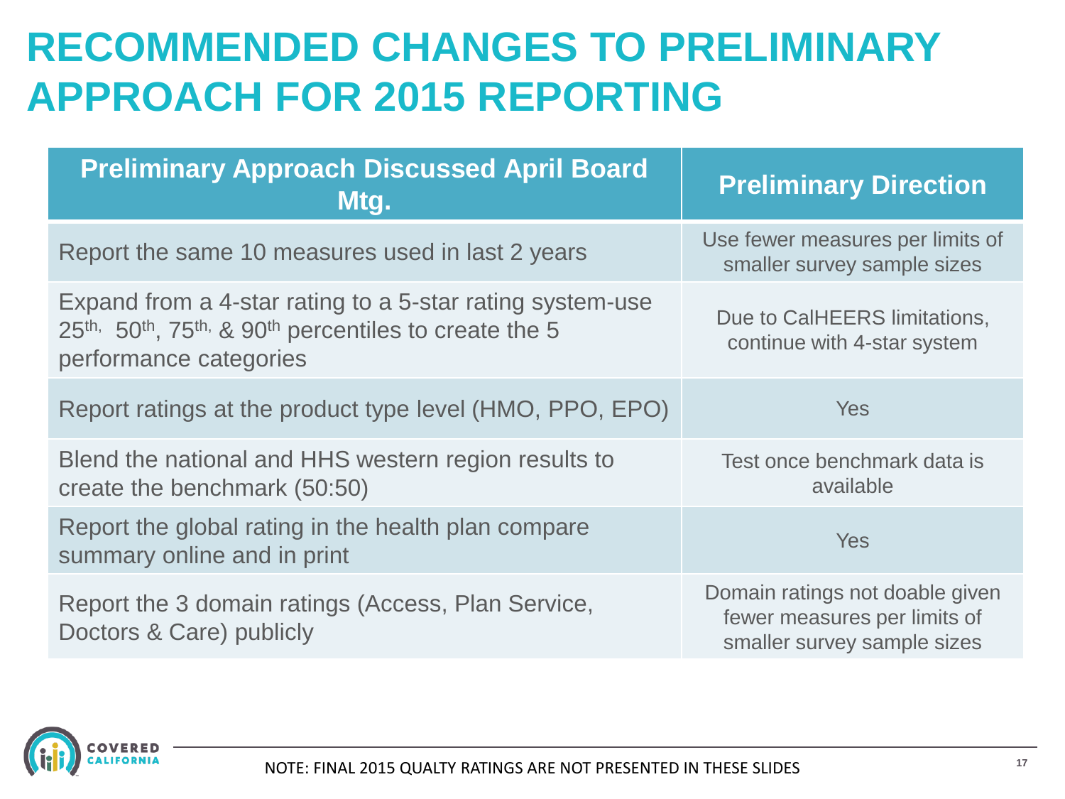# RECOMMENDED CHANGES TO PRELIMINARY APPROACH FOR 2015 REPORTING

| Preliminary Approach Discussed April Board Mtg. | Preliminary Direction |
|---|---|
| Report the same 10 measures used in last 2 years | Use fewer measures per limits of smaller survey sample sizes |
| Expand from a 4-star rating to a 5-star rating system-use 25th, 50th, 75th, & 90th percentiles to create the 5 performance categories | Due to CalHEERS limitations, continue with 4-star system |
| Report ratings at the product type level (HMO, PPO, EPO) | Yes |
| Blend the national and HHS western region results to create the benchmark (50:50) | Test once benchmark data is available |
| Report the global rating in the health plan compare summary online and in print | Yes |
| Report the 3 domain ratings (Access, Plan Service, Doctors & Care) publicly | Domain ratings not doable given fewer measures per limits of smaller survey sample sizes |

NOTE: FINAL 2015 QUALTY RATINGS ARE NOT PRESENTED IN THESE SLIDES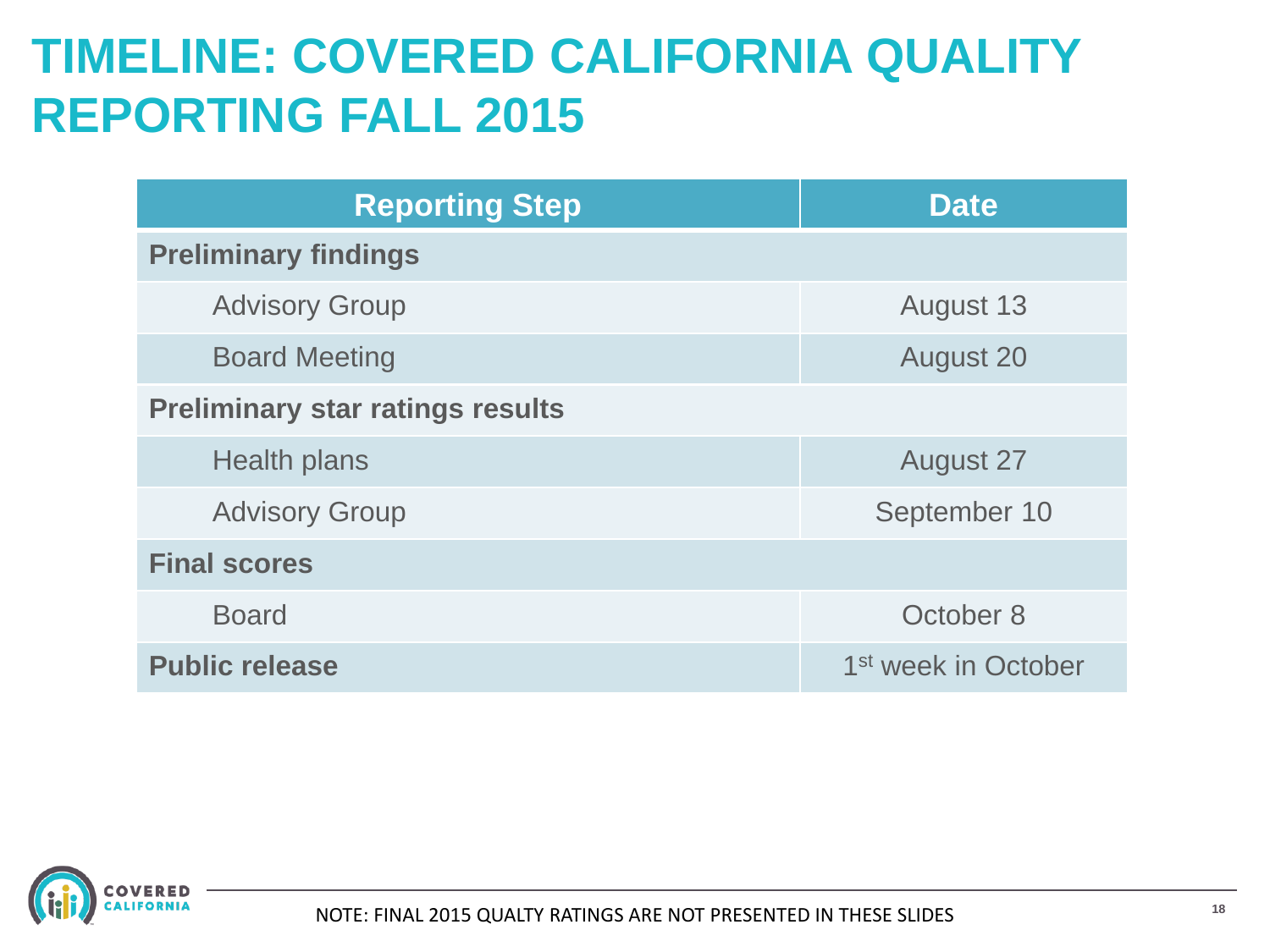# TIMELINE: COVERED CALIFORNIA QUALITY REPORTING FALL 2015

| Reporting Step | Date |
|---|---|
| **Preliminary findings** | |
| Advisory Group | August 13 |
| Board Meeting | August 20 |
| **Preliminary star ratings results** | |
| Health plans | August 27 |
| Advisory Group | September 10 |
| **Final scores** | |
| Board | October 8 |
| **Public release** | 1st week in October |

NOTE: FINAL 2015 QUALTY RATINGS ARE NOT PRESENTED IN THESE SLIDES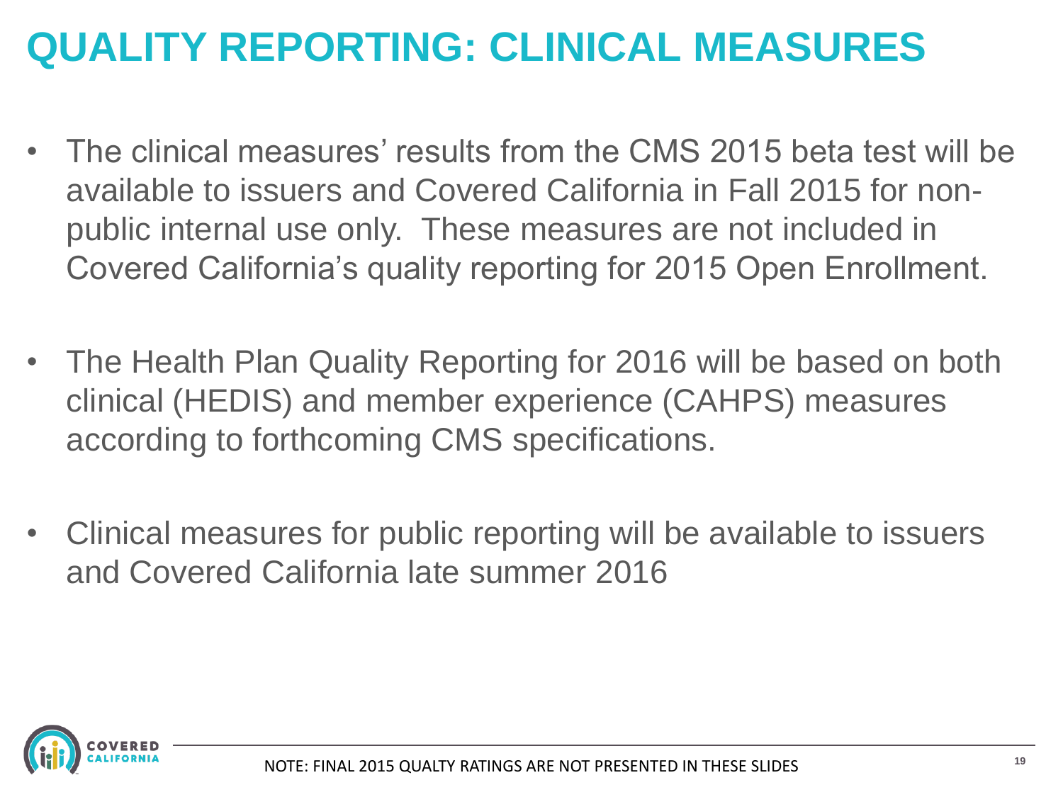# QUALITY REPORTING: CLINICAL MEASURES

- The clinical measures' results from the CMS 2015 beta test will be available to issuers and Covered California in Fall 2015 for non-public internal use only. These measures are not included in Covered California's quality reporting for 2015 Open Enrollment.

- The Health Plan Quality Reporting for 2016 will be based on both clinical (HEDIS) and member experience (CAHPS) measures according to forthcoming CMS specifications.

- Clinical measures for public reporting will be available to issuers and Covered California late summer 2016

NOTE: FINAL 2015 QUALTY RATINGS ARE NOT PRESENTED IN THESE SLIDES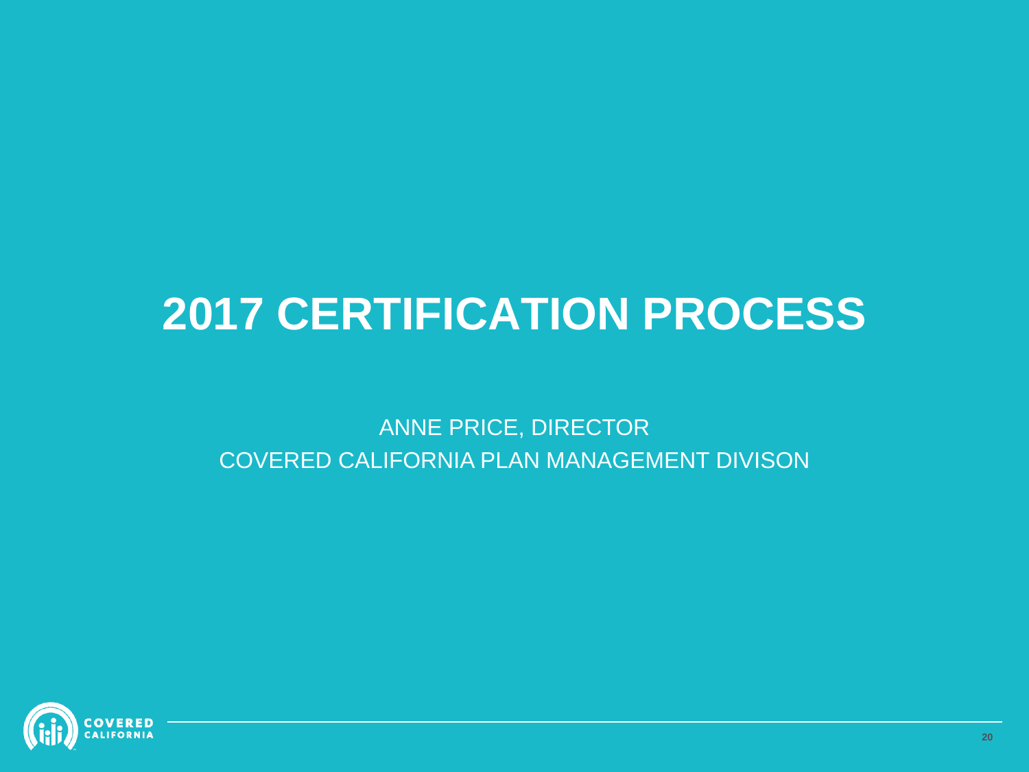# 2017 CERTIFICATION PROCESS

ANNE PRICE, DIRECTOR
COVERED CALIFORNIA PLAN MANAGEMENT DIVISON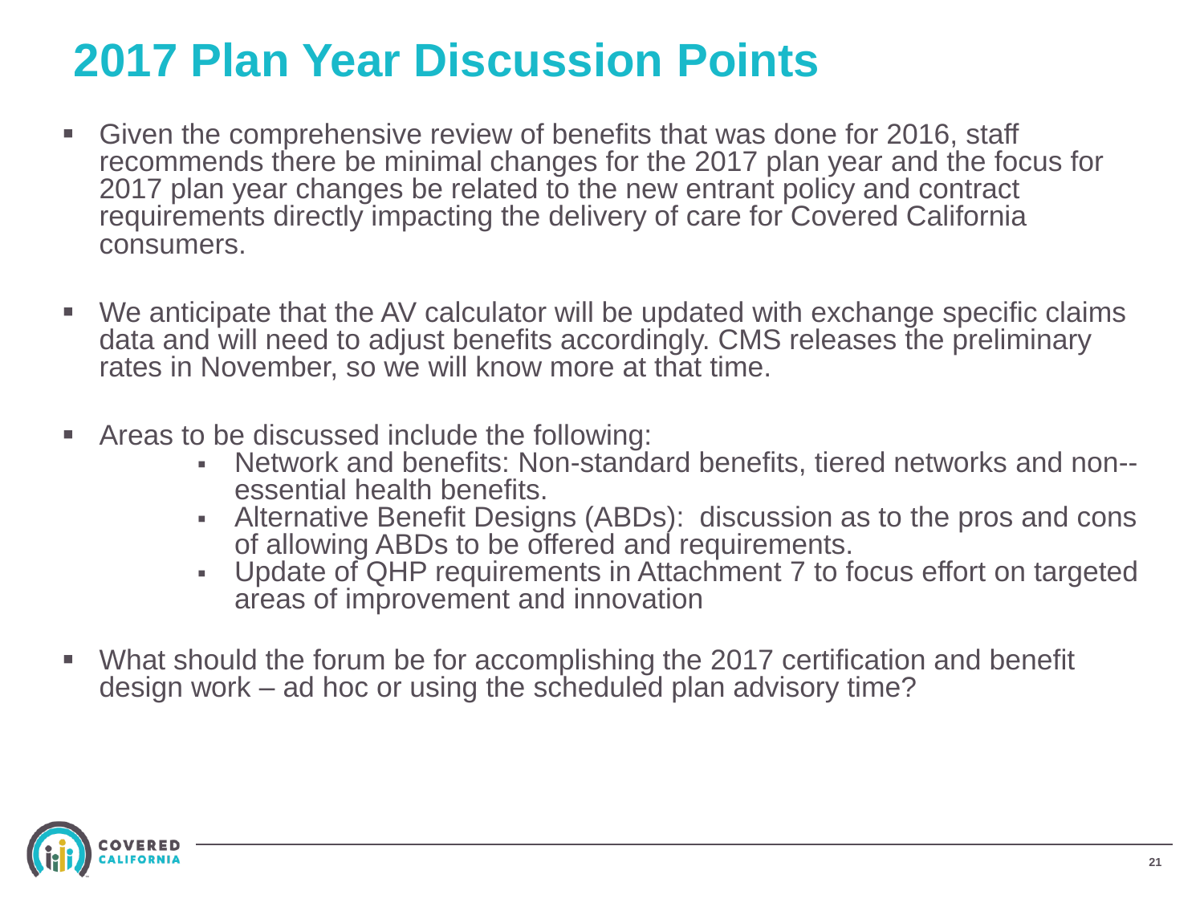# 2017 Plan Year Discussion Points

- Given the comprehensive review of benefits that was done for 2016, staff recommends there be minimal changes for the 2017 plan year and the focus for 2017 plan year changes be related to the new entrant policy and contract requirements directly impacting the delivery of care for Covered California consumers.
- We anticipate that the AV calculator will be updated with exchange specific claims data and will need to adjust benefits accordingly. CMS releases the preliminary rates in November, so we will know more at that time.
- Areas to be discussed include the following:
  - Network and benefits: Non-standard benefits, tiered networks and non--essential health benefits.
  - Alternative Benefit Designs (ABDs): discussion as to the pros and cons of allowing ABDs to be offered and requirements.
  - Update of QHP requirements in Attachment 7 to focus effort on targeted areas of improvement and innovation
- What should the forum be for accomplishing the 2017 certification and benefit design work – ad hoc or using the scheduled plan advisory time?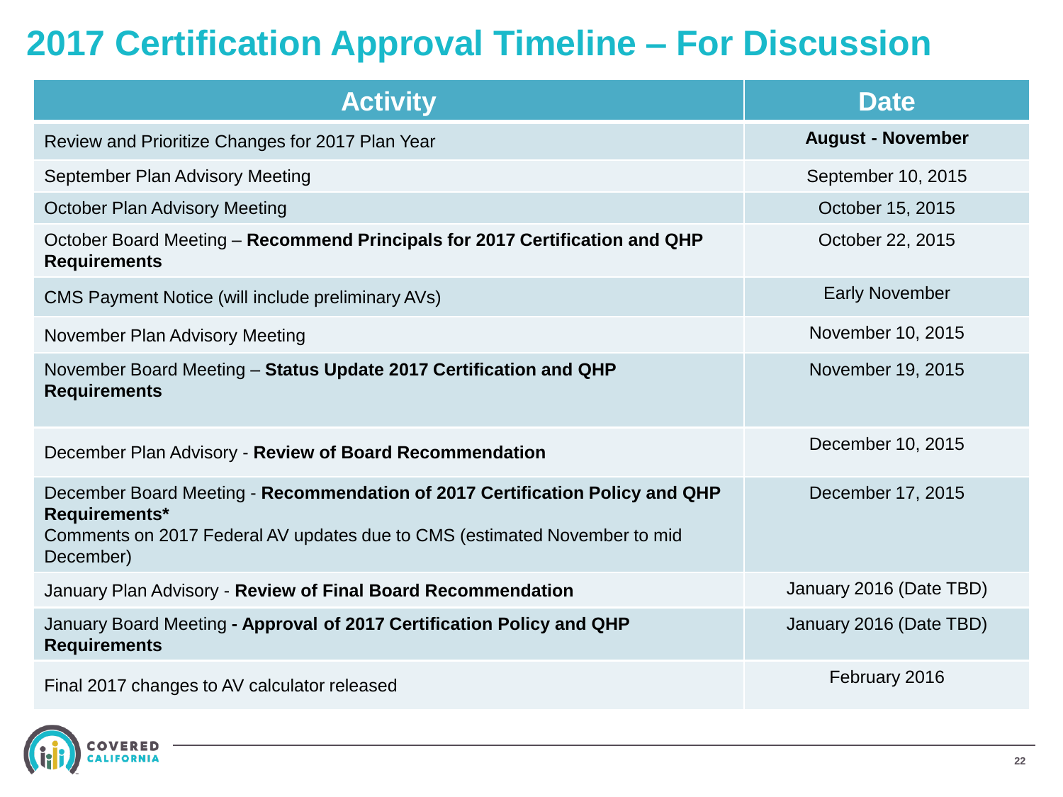# 2017 Certification Approval Timeline – For Discussion

| Activity | Date |
|---|---|
| Review and Prioritize Changes for 2017 Plan Year | **August - November** |
| September Plan Advisory Meeting | September 10, 2015 |
| October Plan Advisory Meeting | October 15, 2015 |
| October Board Meeting – **Recommend Principals for 2017 Certification and QHP Requirements** | October 22, 2015 |
| CMS Payment Notice (will include preliminary AVs) | Early November |
| November Plan Advisory Meeting | November 10, 2015 |
| November Board Meeting – **Status Update 2017 Certification and QHP Requirements** | November 19, 2015 |
| December Plan Advisory - **Review of Board Recommendation** | December 10, 2015 |
| December Board Meeting - **Recommendation of 2017 Certification Policy and QHP Requirements*** <br> Comments on 2017 Federal AV updates due to CMS (estimated November to mid December) | December 17, 2015 |
| January Plan Advisory - **Review of Final Board Recommendation** | January 2016 (Date TBD) |
| January Board Meeting **- Approval of 2017 Certification Policy and QHP Requirements** | January 2016 (Date TBD) |
| Final 2017 changes to AV calculator released | February 2016 |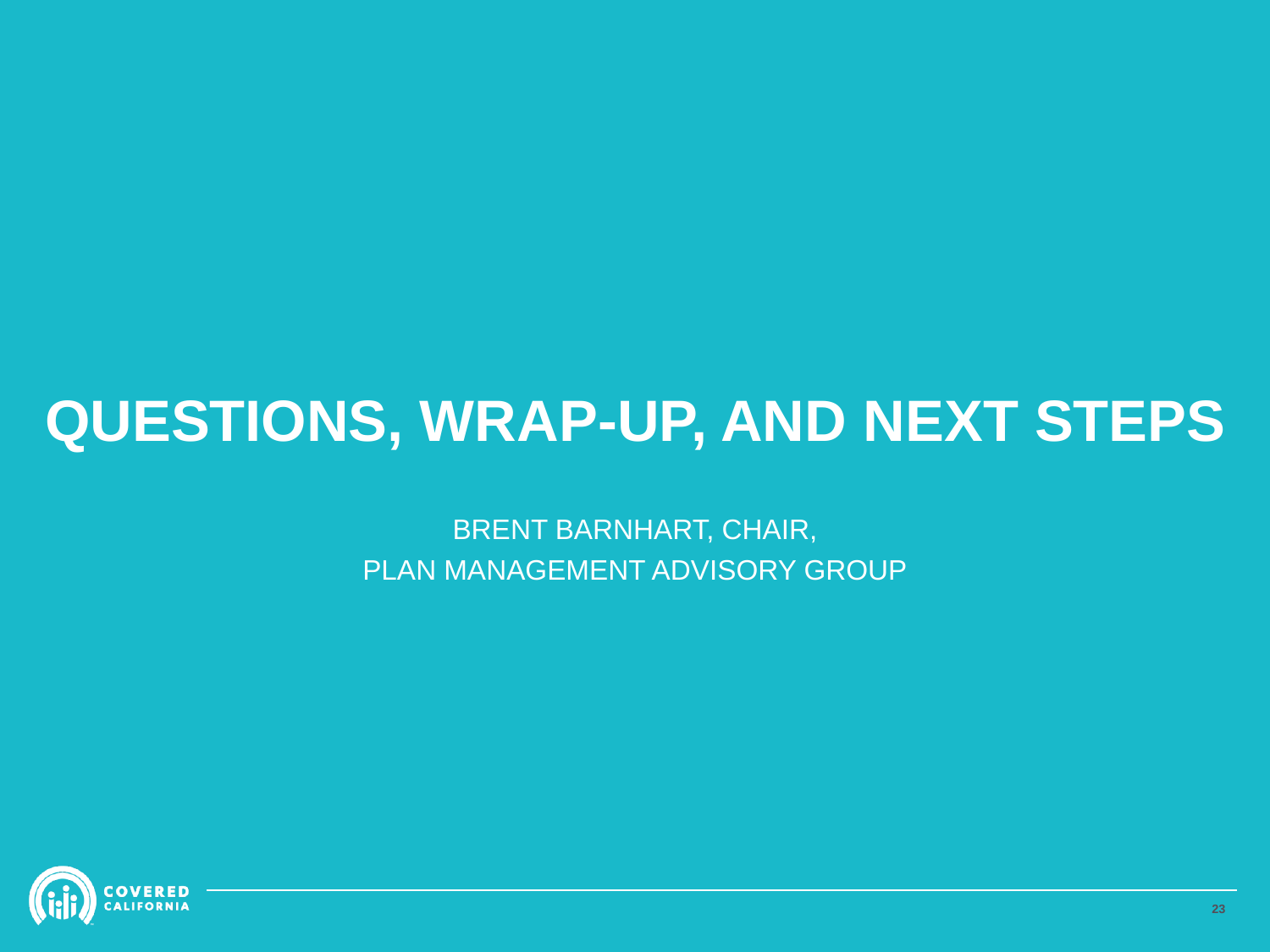# QUESTIONS, WRAP-UP, AND NEXT STEPS

BRENT BARNHART, CHAIR,
PLAN MANAGEMENT ADVISORY GROUP